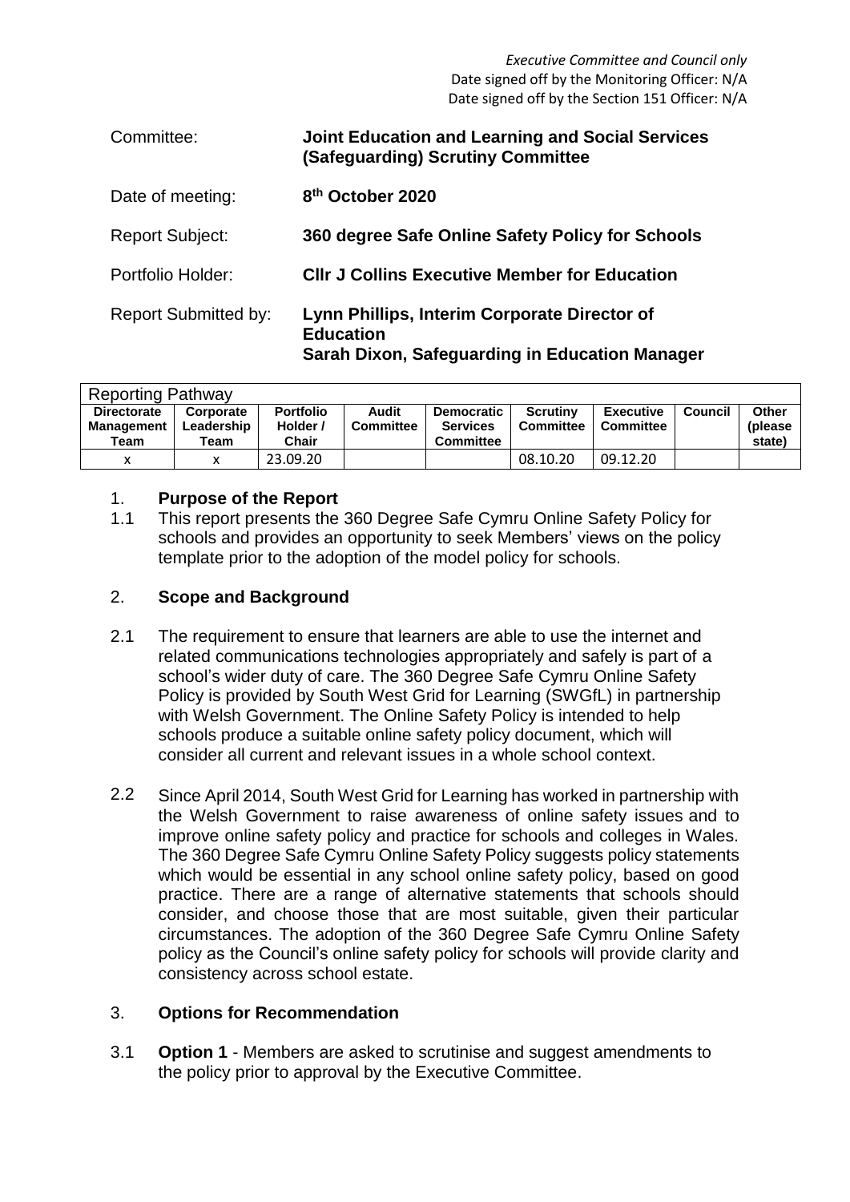*Executive Committee and Council only*
Date signed off by the Monitoring Officer: N/A
Date signed off by the Section 151 Officer: N/A

| | |
|---|---|
| Committee: | **Joint Education and Learning and Social Services (Safeguarding) Scrutiny Committee** |
| Date of meeting: | **8th October 2020** |
| Report Subject: | **360 degree Safe Online Safety Policy for Schools** |
| Portfolio Holder: | **Cllr J Collins Executive Member for Education** |
| Report Submitted by: | **Lynn Phillips, Interim Corporate Director of Education**<br>**Sarah Dixon, Safeguarding in Education Manager** |

| Reporting Pathway | | | | | | | | |
|---|---|---|---|---|---|---|---|---|
| **Directorate Management Team** | **Corporate Leadership Team** | **Portfolio Holder / Chair** | **Audit Committee** | **Democratic Services Committee** | **Scrutiny Committee** | **Executive Committee** | **Council** | **Other (please state)** |
| x | x | 23.09.20 | | | 08.10.20 | 09.12.20 | | |

## 1. Purpose of the Report

1.1 This report presents the 360 Degree Safe Cymru Online Safety Policy for schools and provides an opportunity to seek Members' views on the policy template prior to the adoption of the model policy for schools.

## 2. Scope and Background

2.1 The requirement to ensure that learners are able to use the internet and related communications technologies appropriately and safely is part of a school's wider duty of care. The 360 Degree Safe Cymru Online Safety Policy is provided by South West Grid for Learning (SWGfL) in partnership with Welsh Government. The Online Safety Policy is intended to help schools produce a suitable online safety policy document, which will consider all current and relevant issues in a whole school context.

2.2 Since April 2014, South West Grid for Learning has worked in partnership with the Welsh Government to raise awareness of online safety issues and to improve online safety policy and practice for schools and colleges in Wales. The 360 Degree Safe Cymru Online Safety Policy suggests policy statements which would be essential in any school online safety policy, based on good practice. There are a range of alternative statements that schools should consider, and choose those that are most suitable, given their particular circumstances. The adoption of the 360 Degree Safe Cymru Online Safety policy as the Council's online safety policy for schools will provide clarity and consistency across school estate.

## 3. Options for Recommendation

3.1 **Option 1** - Members are asked to scrutinise and suggest amendments to the policy prior to approval by the Executive Committee.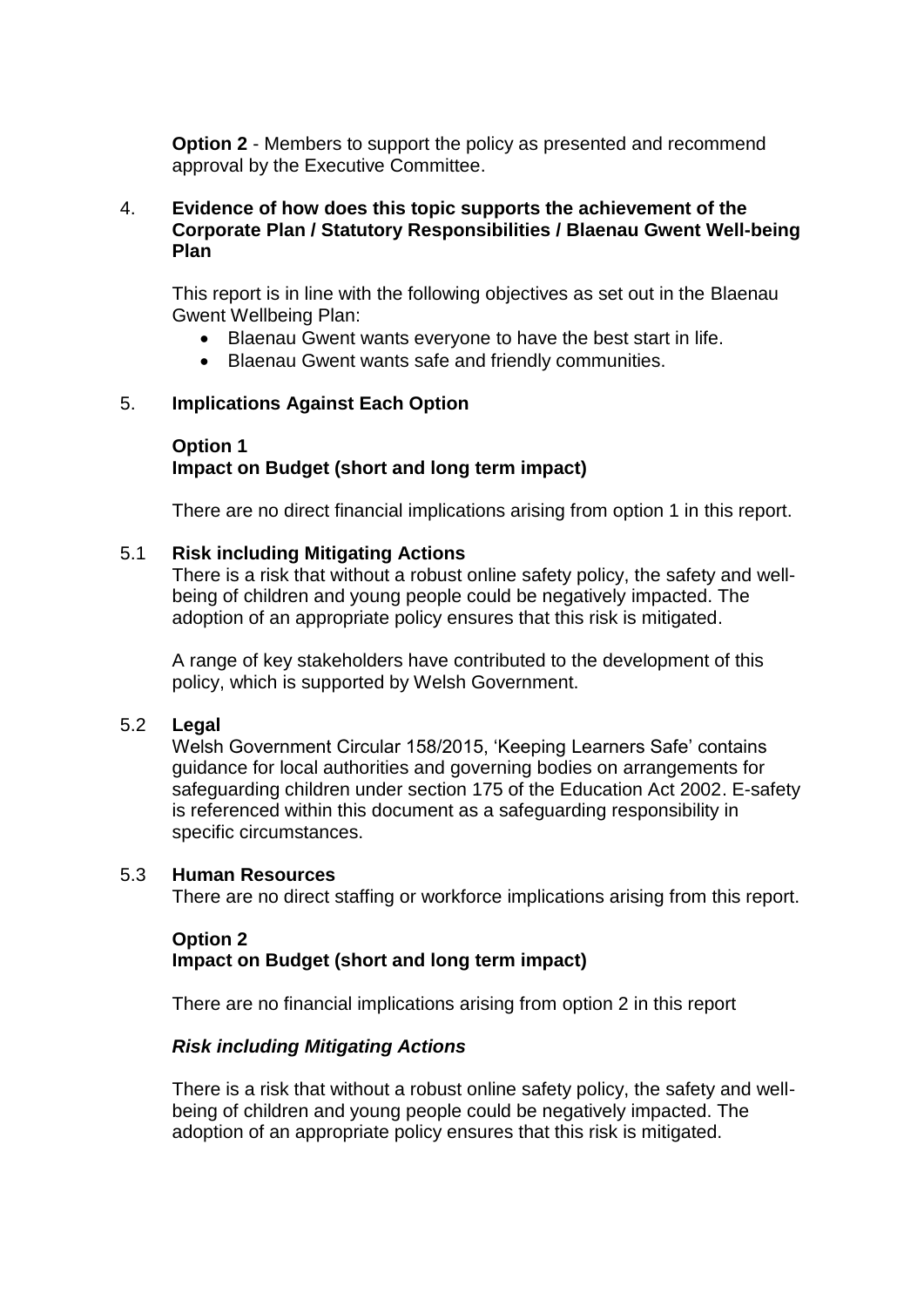**Option 2** - Members to support the policy as presented and recommend approval by the Executive Committee.

## 4. Evidence of how does this topic supports the achievement of the Corporate Plan / Statutory Responsibilities / Blaenau Gwent Well-being Plan

This report is in line with the following objectives as set out in the Blaenau Gwent Wellbeing Plan:

- Blaenau Gwent wants everyone to have the best start in life.
- Blaenau Gwent wants safe and friendly communities.

## 5. Implications Against Each Option

**Option 1**
**Impact on Budget (short and long term impact)**

There are no direct financial implications arising from option 1 in this report.

### 5.1 Risk including Mitigating Actions

There is a risk that without a robust online safety policy, the safety and well-being of children and young people could be negatively impacted. The adoption of an appropriate policy ensures that this risk is mitigated.

A range of key stakeholders have contributed to the development of this policy, which is supported by Welsh Government.

### 5.2 Legal

Welsh Government Circular 158/2015, 'Keeping Learners Safe' contains guidance for local authorities and governing bodies on arrangements for safeguarding children under section 175 of the Education Act 2002. E-safety is referenced within this document as a safeguarding responsibility in specific circumstances.

### 5.3 Human Resources

There are no direct staffing or workforce implications arising from this report.

**Option 2**
**Impact on Budget (short and long term impact)**

There are no financial implications arising from option 2 in this report

***Risk including Mitigating Actions***

There is a risk that without a robust online safety policy, the safety and well-being of children and young people could be negatively impacted. The adoption of an appropriate policy ensures that this risk is mitigated.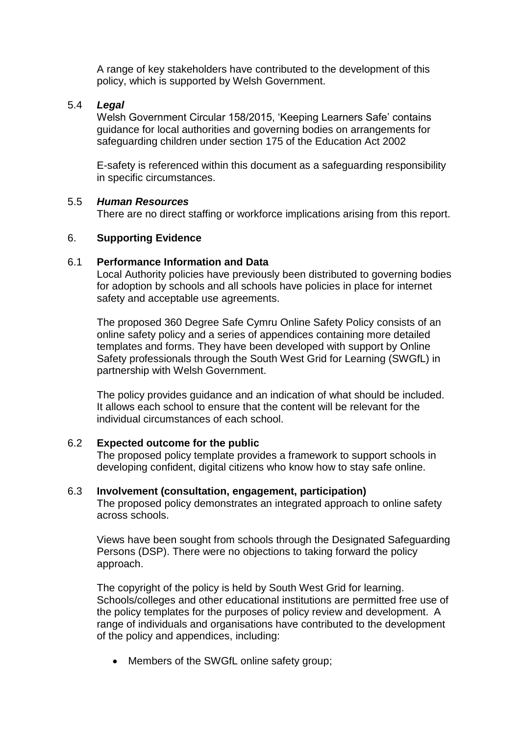A range of key stakeholders have contributed to the development of this policy, which is supported by Welsh Government.

5.4 ***Legal***

Welsh Government Circular 158/2015, 'Keeping Learners Safe' contains guidance for local authorities and governing bodies on arrangements for safeguarding children under section 175 of the Education Act 2002

E-safety is referenced within this document as a safeguarding responsibility in specific circumstances.

5.5 ***Human Resources***

There are no direct staffing or workforce implications arising from this report.

## 6. **Supporting Evidence**

### 6.1 **Performance Information and Data**

Local Authority policies have previously been distributed to governing bodies for adoption by schools and all schools have policies in place for internet safety and acceptable use agreements.

The proposed 360 Degree Safe Cymru Online Safety Policy consists of an online safety policy and a series of appendices containing more detailed templates and forms. They have been developed with support by Online Safety professionals through the South West Grid for Learning (SWGfL) in partnership with Welsh Government.

The policy provides guidance and an indication of what should be included. It allows each school to ensure that the content will be relevant for the individual circumstances of each school.

### 6.2 **Expected outcome for the public**

The proposed policy template provides a framework to support schools in developing confident, digital citizens who know how to stay safe online.

### 6.3 **Involvement (consultation, engagement, participation)**

The proposed policy demonstrates an integrated approach to online safety across schools.

Views have been sought from schools through the Designated Safeguarding Persons (DSP). There were no objections to taking forward the policy approach.

The copyright of the policy is held by South West Grid for learning. Schools/colleges and other educational institutions are permitted free use of the policy templates for the purposes of policy review and development. A range of individuals and organisations have contributed to the development of the policy and appendices, including:

- Members of the SWGfL online safety group;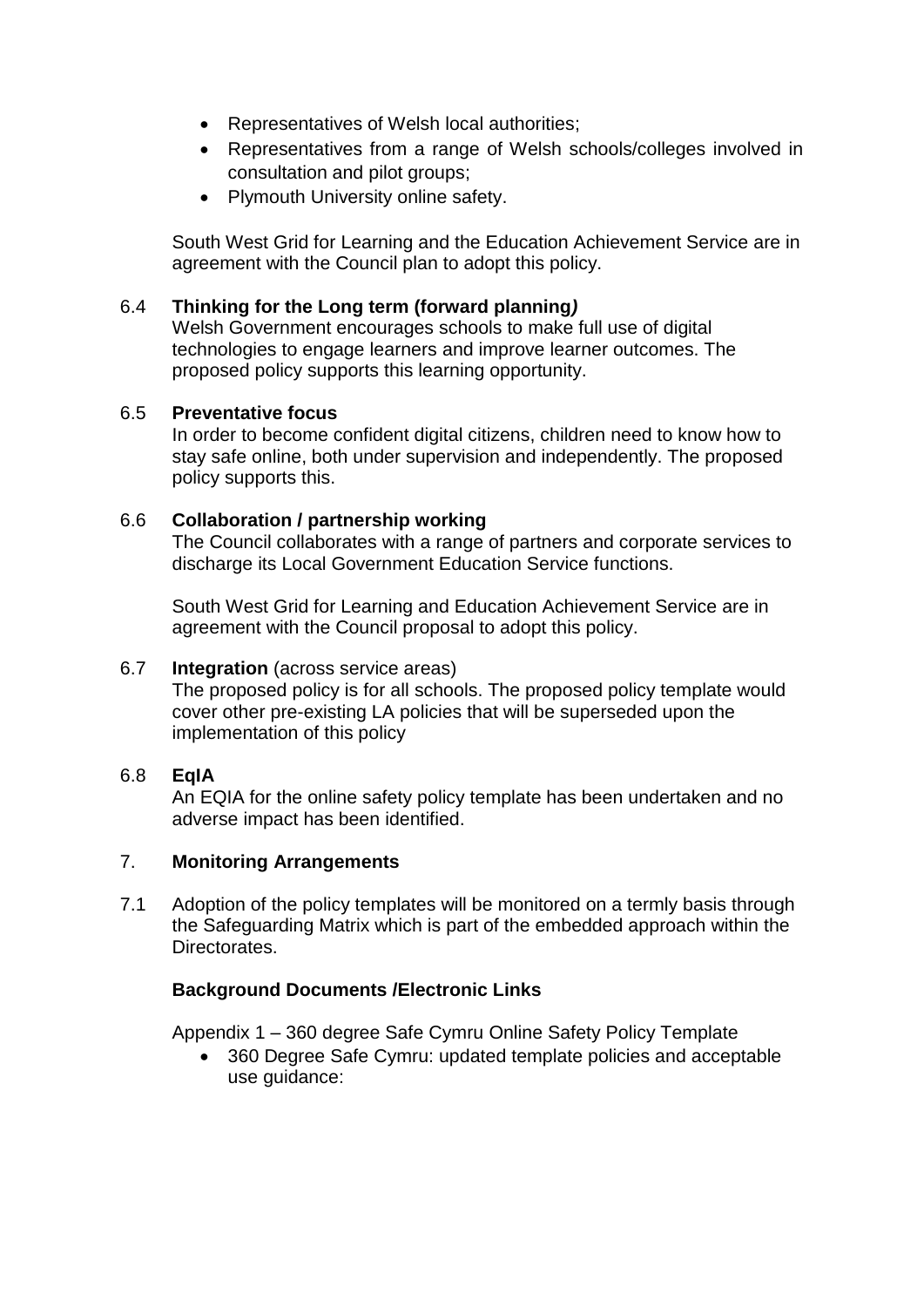- Representatives of Welsh local authorities;
- Representatives from a range of Welsh schools/colleges involved in consultation and pilot groups;
- Plymouth University online safety.

South West Grid for Learning and the Education Achievement Service are in agreement with the Council plan to adopt this policy.

6.4 **Thinking for the Long term (forward planning*)***

Welsh Government encourages schools to make full use of digital technologies to engage learners and improve learner outcomes. The proposed policy supports this learning opportunity.

6.5 **Preventative focus**

In order to become confident digital citizens, children need to know how to stay safe online, both under supervision and independently. The proposed policy supports this.

6.6 **Collaboration / partnership working**

The Council collaborates with a range of partners and corporate services to discharge its Local Government Education Service functions.

South West Grid for Learning and Education Achievement Service are in agreement with the Council proposal to adopt this policy.

6.7 **Integration** (across service areas)

The proposed policy is for all schools. The proposed policy template would cover other pre-existing LA policies that will be superseded upon the implementation of this policy

6.8 **EqIA**

An EQIA for the online safety policy template has been undertaken and no adverse impact has been identified.

## 7. Monitoring Arrangements

7.1 Adoption of the policy templates will be monitored on a termly basis through the Safeguarding Matrix which is part of the embedded approach within the Directorates.

**Background Documents /Electronic Links**

Appendix 1 – 360 degree Safe Cymru Online Safety Policy Template

- 360 Degree Safe Cymru: updated template policies and acceptable use guidance: